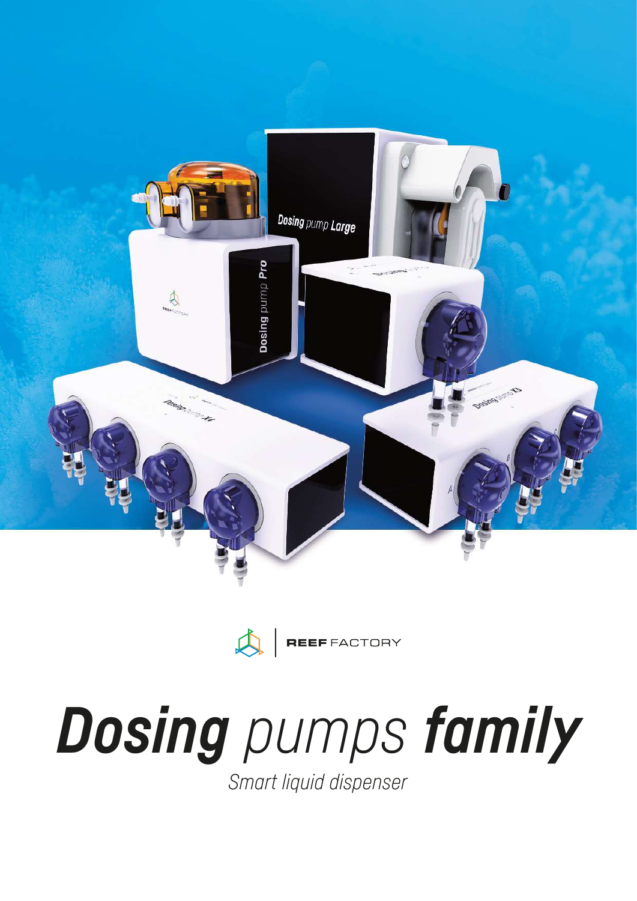REEF FACTORY

# *Dosing* pumps *family*

*Smart liquid dispenser*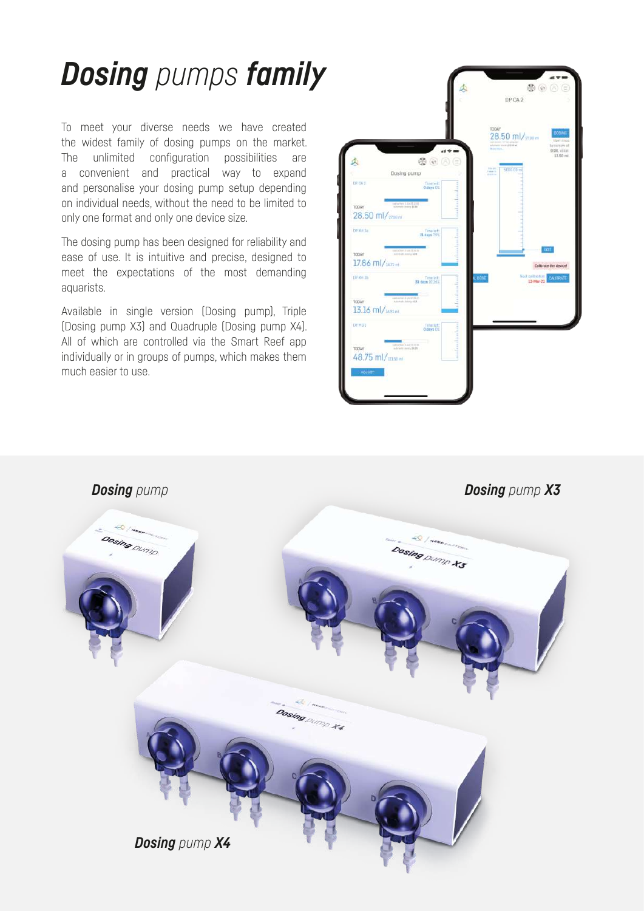# ***Dosing*** pumps ***family***

To meet your diverse needs we have created the widest family of dosing pumps on the market. The unlimited configuration possibilities are a convenient and practical way to expand and personalise your dosing pump setup depending on individual needs, without the need to be limited to only one format and only one device size.

The dosing pump has been designed for reliability and ease of use. It is intuitive and precise, designed to meet the expectations of the most demanding aquarists.

Available in single version (Dosing pump), Triple (Dosing pump X3) and Quadruple (Dosing pump X4). All of which are controlled via the Smart Reef app individually or in groups of pumps, which makes them much easier to use.

***Dosing*** *pump*

***Dosing*** *pump* ***X3***

***Dosing*** *pump* ***X4***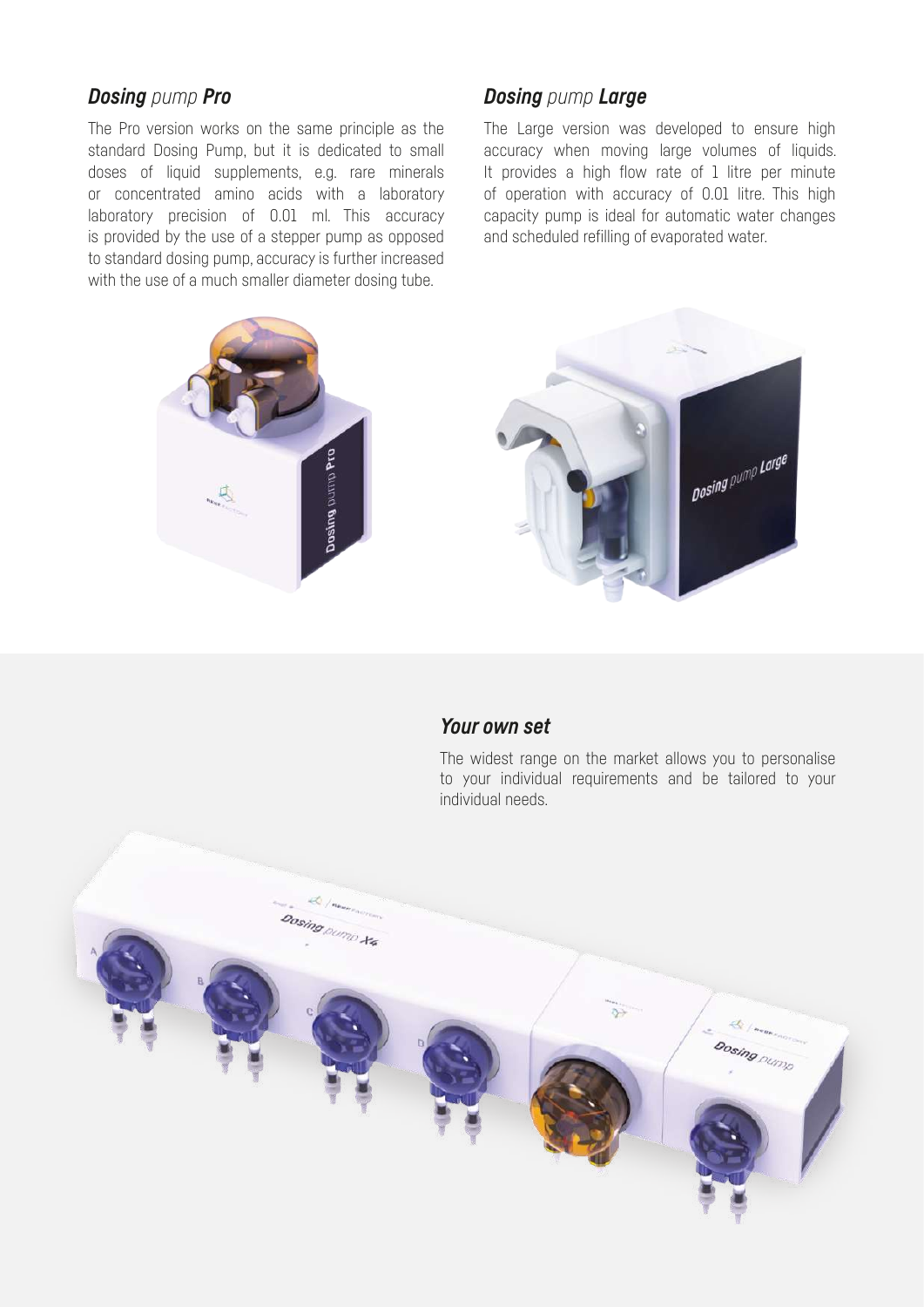## ***Dosing*** *pump* ***Pro***

The Pro version works on the same principle as the standard Dosing Pump, but it is dedicated to small doses of liquid supplements, e.g. rare minerals or concentrated amino acids with a laboratory laboratory precision of 0.01 ml. This accuracy is provided by the use of a stepper pump as opposed to standard dosing pump, accuracy is further increased with the use of a much smaller diameter dosing tube.

## ***Dosing*** *pump* ***Large***

The Large version was developed to ensure high accuracy when moving large volumes of liquids. It provides a high flow rate of 1 litre per minute of operation with accuracy of 0.01 litre. This high capacity pump is ideal for automatic water changes and scheduled refilling of evaporated water.

## ***Your own set***

The widest range on the market allows you to personalise to your individual requirements and be tailored to your individual needs.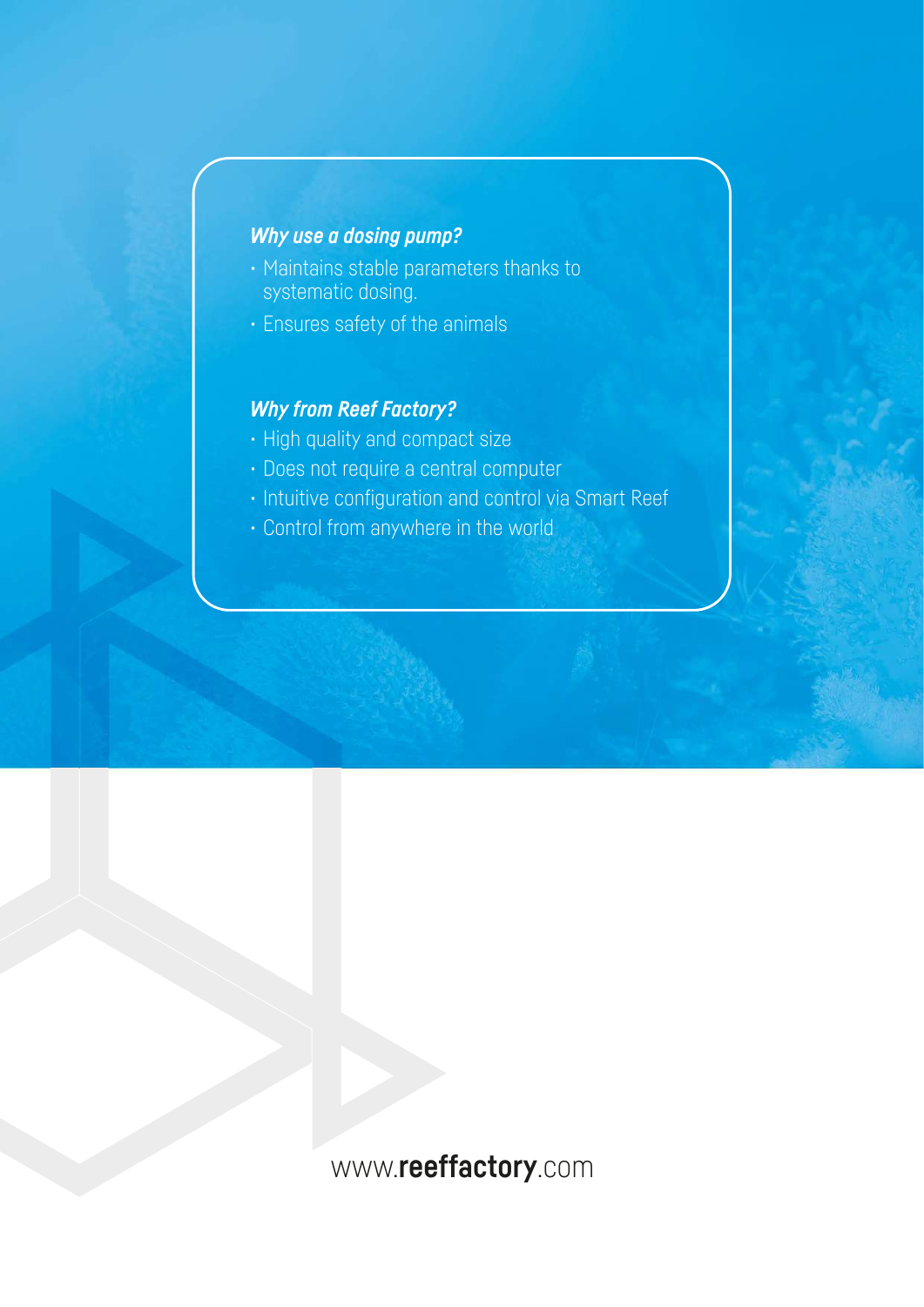***Why use a dosing pump?***

- Maintains stable parameters thanks to systematic dosing.
- Ensures safety of the animals

***Why from Reef Factory?***

- High quality and compact size
- Does not require a central computer
- Intuitive configuration and control via Smart Reef
- Control from anywhere in the world

www.**reeffactory**.com